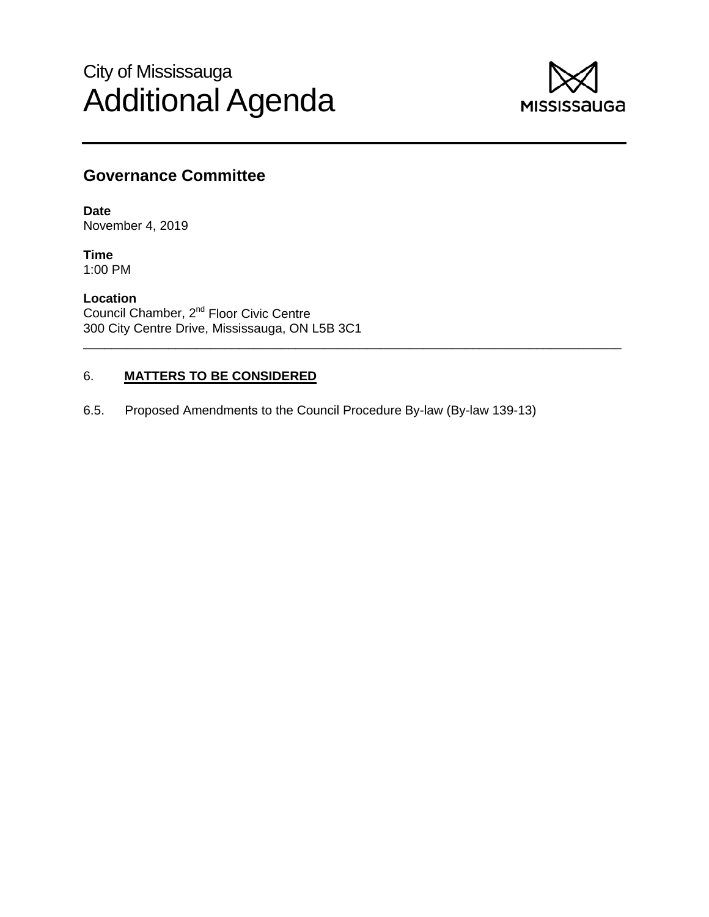City of Mississauga

# Additional Agenda

MISSISSAUGA

---

## Governance Committee

**Date**
November 4, 2019

**Time**
1:00 PM

**Location**
Council Chamber, 2nd Floor Civic Centre
300 City Centre Drive, Mississauga, ON L5B 3C1

---

6. **MATTERS TO BE CONSIDERED**

6.5. Proposed Amendments to the Council Procedure By-law (By-law 139-13)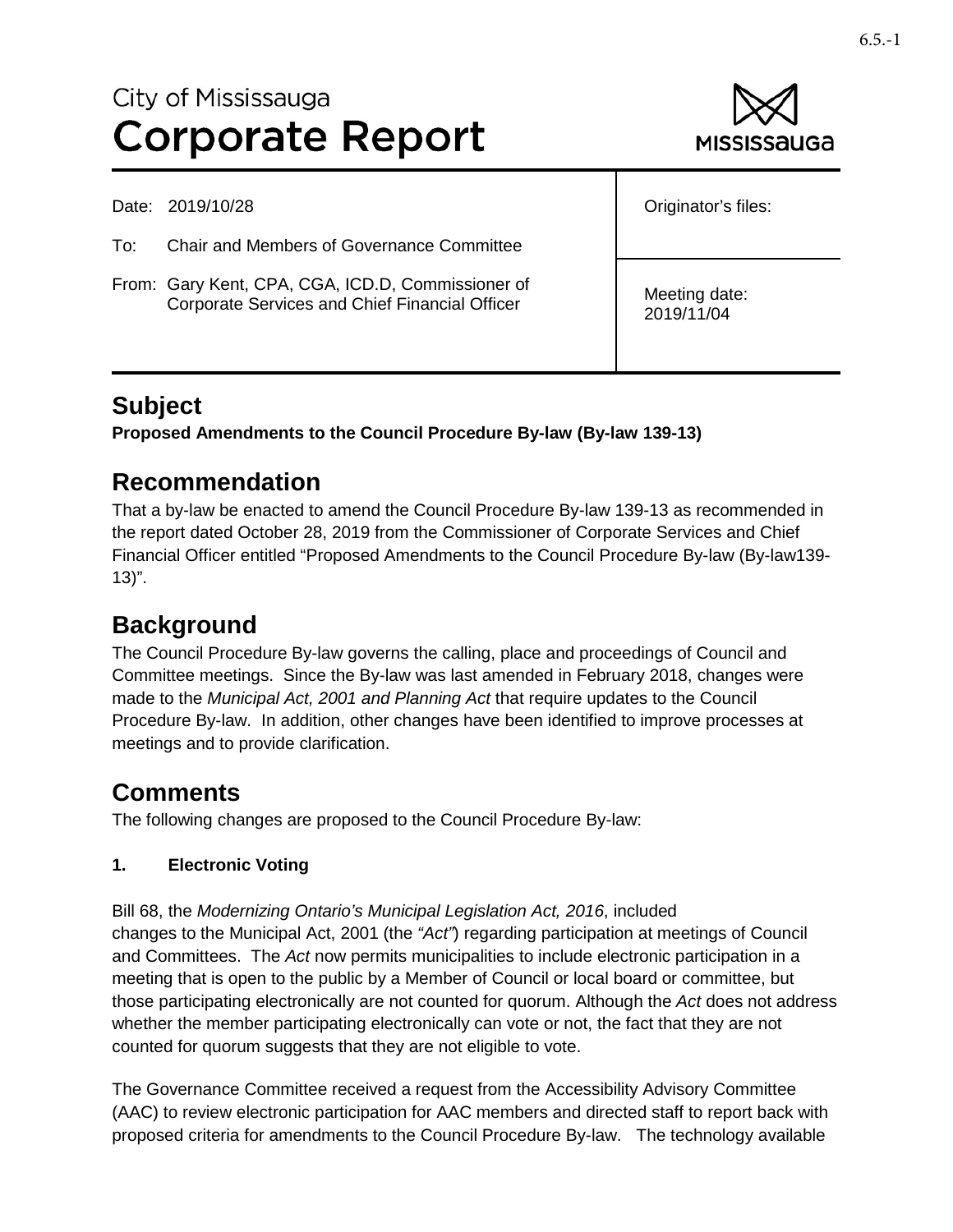City of Mississauga

# Corporate Report

| | |
|---|---|
| Date: 2019/10/28<br><br>To: Chair and Members of Governance Committee<br><br>From: Gary Kent, CPA, CGA, ICD.D, Commissioner of Corporate Services and Chief Financial Officer | Originator's files: |
| | Meeting date:<br>2019/11/04 |

## Subject

**Proposed Amendments to the Council Procedure By-law (By-law 139-13)**

## Recommendation

That a by-law be enacted to amend the Council Procedure By-law 139-13 as recommended in the report dated October 28, 2019 from the Commissioner of Corporate Services and Chief Financial Officer entitled "Proposed Amendments to the Council Procedure By-law (By-law139-13)".

## Background

The Council Procedure By-law governs the calling, place and proceedings of Council and Committee meetings. Since the By-law was last amended in February 2018, changes were made to the *Municipal Act, 2001 and Planning Act* that require updates to the Council Procedure By-law. In addition, other changes have been identified to improve processes at meetings and to provide clarification.

## Comments

The following changes are proposed to the Council Procedure By-law:

### 1. Electronic Voting

Bill 68, the *Modernizing Ontario's Municipal Legislation Act, 2016*, included changes to the Municipal Act, 2001 (the *"Act"*) regarding participation at meetings of Council and Committees. The *Act* now permits municipalities to include electronic participation in a meeting that is open to the public by a Member of Council or local board or committee, but those participating electronically are not counted for quorum. Although the *Act* does not address whether the member participating electronically can vote or not, the fact that they are not counted for quorum suggests that they are not eligible to vote.

The Governance Committee received a request from the Accessibility Advisory Committee (AAC) to review electronic participation for AAC members and directed staff to report back with proposed criteria for amendments to the Council Procedure By-law. The technology available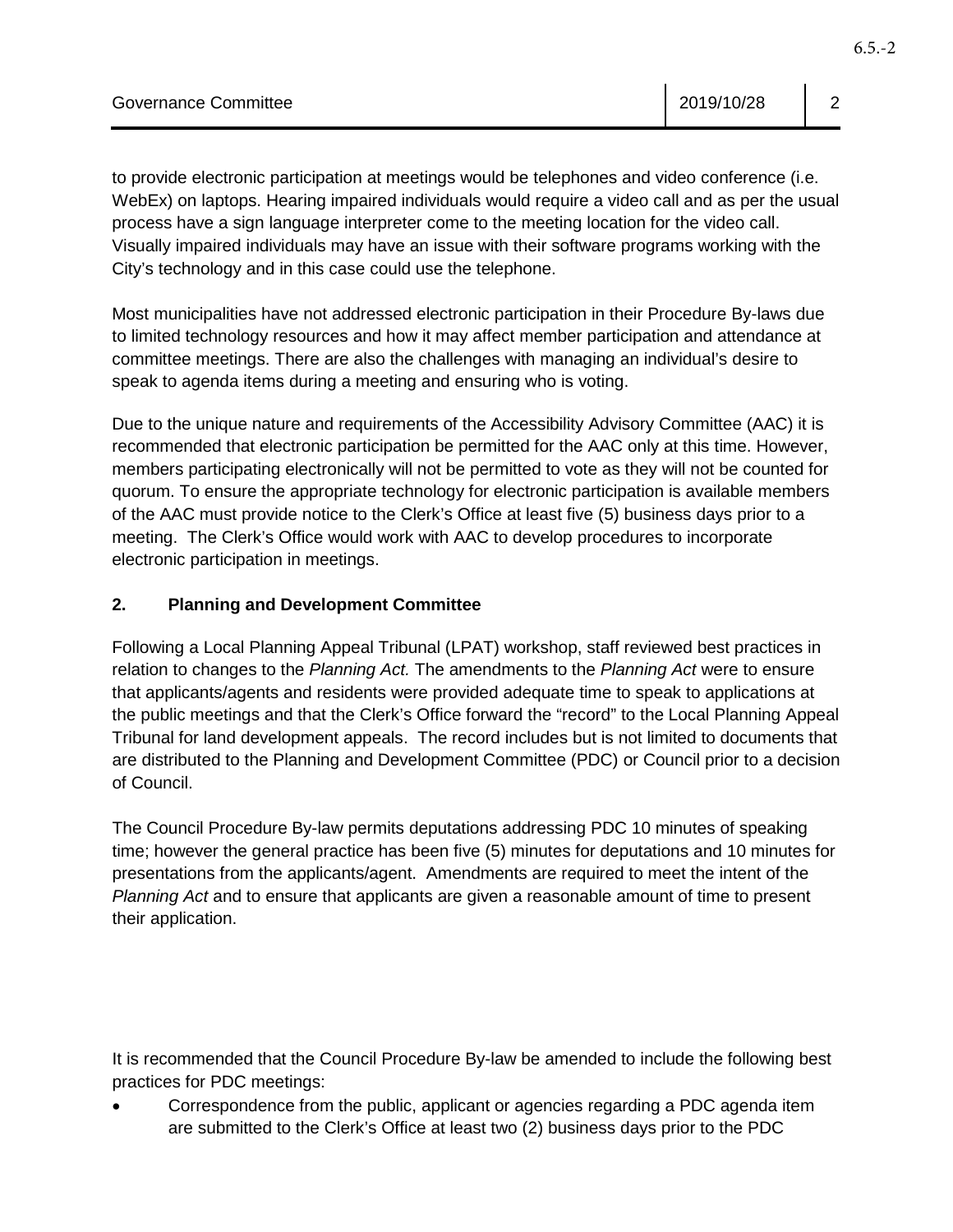to provide electronic participation at meetings would be telephones and video conference (i.e. WebEx) on laptops. Hearing impaired individuals would require a video call and as per the usual process have a sign language interpreter come to the meeting location for the video call. Visually impaired individuals may have an issue with their software programs working with the City's technology and in this case could use the telephone.

Most municipalities have not addressed electronic participation in their Procedure By-laws due to limited technology resources and how it may affect member participation and attendance at committee meetings. There are also the challenges with managing an individual's desire to speak to agenda items during a meeting and ensuring who is voting.

Due to the unique nature and requirements of the Accessibility Advisory Committee (AAC) it is recommended that electronic participation be permitted for the AAC only at this time. However, members participating electronically will not be permitted to vote as they will not be counted for quorum. To ensure the appropriate technology for electronic participation is available members of the AAC must provide notice to the Clerk's Office at least five (5) business days prior to a meeting. The Clerk's Office would work with AAC to develop procedures to incorporate electronic participation in meetings.

## 2. Planning and Development Committee

Following a Local Planning Appeal Tribunal (LPAT) workshop, staff reviewed best practices in relation to changes to the *Planning Act.* The amendments to the *Planning Act* were to ensure that applicants/agents and residents were provided adequate time to speak to applications at the public meetings and that the Clerk's Office forward the "record" to the Local Planning Appeal Tribunal for land development appeals. The record includes but is not limited to documents that are distributed to the Planning and Development Committee (PDC) or Council prior to a decision of Council.

The Council Procedure By-law permits deputations addressing PDC 10 minutes of speaking time; however the general practice has been five (5) minutes for deputations and 10 minutes for presentations from the applicants/agent. Amendments are required to meet the intent of the *Planning Act* and to ensure that applicants are given a reasonable amount of time to present their application.

It is recommended that the Council Procedure By-law be amended to include the following best practices for PDC meetings:

- Correspondence from the public, applicant or agencies regarding a PDC agenda item are submitted to the Clerk's Office at least two (2) business days prior to the PDC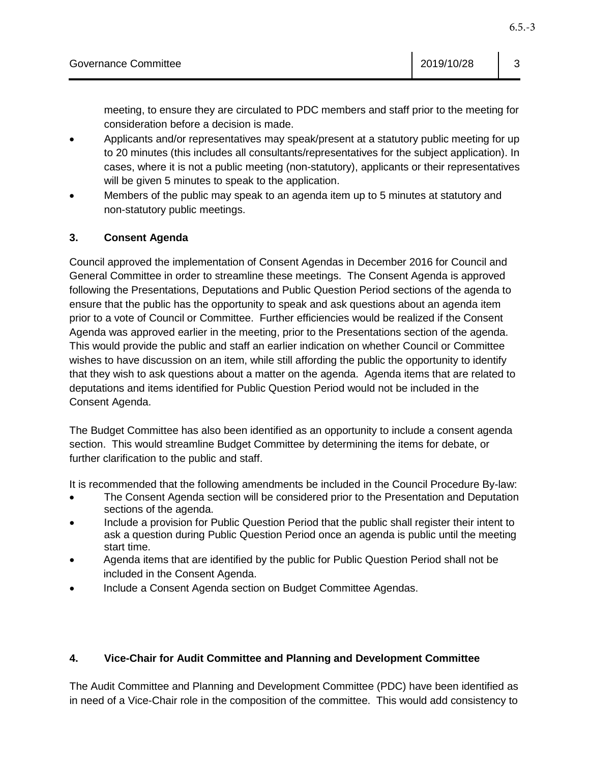meeting, to ensure they are circulated to PDC members and staff prior to the meeting for consideration before a decision is made.

- Applicants and/or representatives may speak/present at a statutory public meeting for up to 20 minutes (this includes all consultants/representatives for the subject application). In cases, where it is not a public meeting (non-statutory), applicants or their representatives will be given 5 minutes to speak to the application.
- Members of the public may speak to an agenda item up to 5 minutes at statutory and non-statutory public meetings.

**3. Consent Agenda**

Council approved the implementation of Consent Agendas in December 2016 for Council and General Committee in order to streamline these meetings. The Consent Agenda is approved following the Presentations, Deputations and Public Question Period sections of the agenda to ensure that the public has the opportunity to speak and ask questions about an agenda item prior to a vote of Council or Committee. Further efficiencies would be realized if the Consent Agenda was approved earlier in the meeting, prior to the Presentations section of the agenda. This would provide the public and staff an earlier indication on whether Council or Committee wishes to have discussion on an item, while still affording the public the opportunity to identify that they wish to ask questions about a matter on the agenda. Agenda items that are related to deputations and items identified for Public Question Period would not be included in the Consent Agenda.

The Budget Committee has also been identified as an opportunity to include a consent agenda section. This would streamline Budget Committee by determining the items for debate, or further clarification to the public and staff.

It is recommended that the following amendments be included in the Council Procedure By-law:

- The Consent Agenda section will be considered prior to the Presentation and Deputation sections of the agenda.
- Include a provision for Public Question Period that the public shall register their intent to ask a question during Public Question Period once an agenda is public until the meeting start time.
- Agenda items that are identified by the public for Public Question Period shall not be included in the Consent Agenda.
- Include a Consent Agenda section on Budget Committee Agendas.

**4. Vice-Chair for Audit Committee and Planning and Development Committee**

The Audit Committee and Planning and Development Committee (PDC) have been identified as in need of a Vice-Chair role in the composition of the committee. This would add consistency to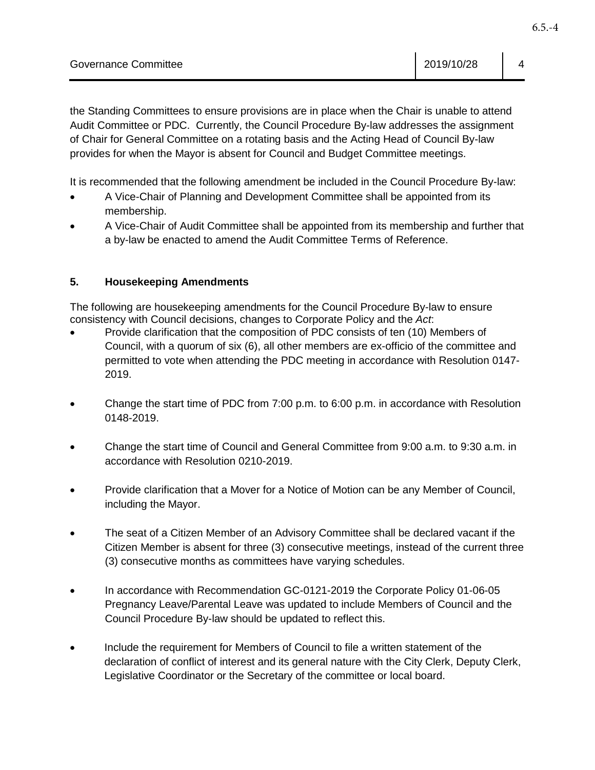the Standing Committees to ensure provisions are in place when the Chair is unable to attend Audit Committee or PDC. Currently, the Council Procedure By-law addresses the assignment of Chair for General Committee on a rotating basis and the Acting Head of Council By-law provides for when the Mayor is absent for Council and Budget Committee meetings.

It is recommended that the following amendment be included in the Council Procedure By-law:

- A Vice-Chair of Planning and Development Committee shall be appointed from its membership.
- A Vice-Chair of Audit Committee shall be appointed from its membership and further that a by-law be enacted to amend the Audit Committee Terms of Reference.

## 5. Housekeeping Amendments

The following are housekeeping amendments for the Council Procedure By-law to ensure consistency with Council decisions, changes to Corporate Policy and the *Act*:

- Provide clarification that the composition of PDC consists of ten (10) Members of Council, with a quorum of six (6), all other members are ex-officio of the committee and permitted to vote when attending the PDC meeting in accordance with Resolution 0147-2019.

- Change the start time of PDC from 7:00 p.m. to 6:00 p.m. in accordance with Resolution 0148-2019.

- Change the start time of Council and General Committee from 9:00 a.m. to 9:30 a.m. in accordance with Resolution 0210-2019.

- Provide clarification that a Mover for a Notice of Motion can be any Member of Council, including the Mayor.

- The seat of a Citizen Member of an Advisory Committee shall be declared vacant if the Citizen Member is absent for three (3) consecutive meetings, instead of the current three (3) consecutive months as committees have varying schedules.

- In accordance with Recommendation GC-0121-2019 the Corporate Policy 01-06-05 Pregnancy Leave/Parental Leave was updated to include Members of Council and the Council Procedure By-law should be updated to reflect this.

- Include the requirement for Members of Council to file a written statement of the declaration of conflict of interest and its general nature with the City Clerk, Deputy Clerk, Legislative Coordinator or the Secretary of the committee or local board.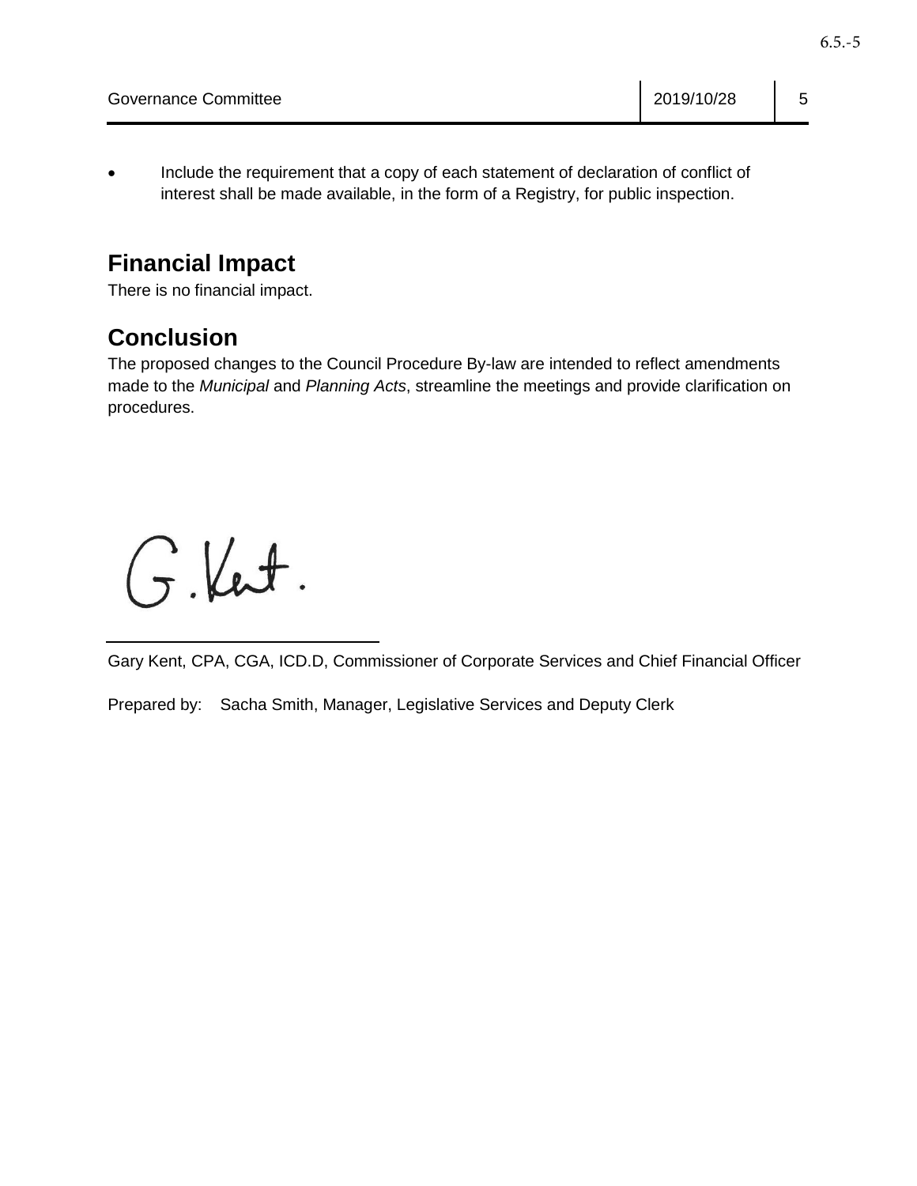- Include the requirement that a copy of each statement of declaration of conflict of interest shall be made available, in the form of a Registry, for public inspection.

## Financial Impact

There is no financial impact.

## Conclusion

The proposed changes to the Council Procedure By-law are intended to reflect amendments made to the *Municipal* and *Planning Acts*, streamline the meetings and provide clarification on procedures.

Gary Kent, CPA, CGA, ICD.D, Commissioner of Corporate Services and Chief Financial Officer

Prepared by: Sacha Smith, Manager, Legislative Services and Deputy Clerk